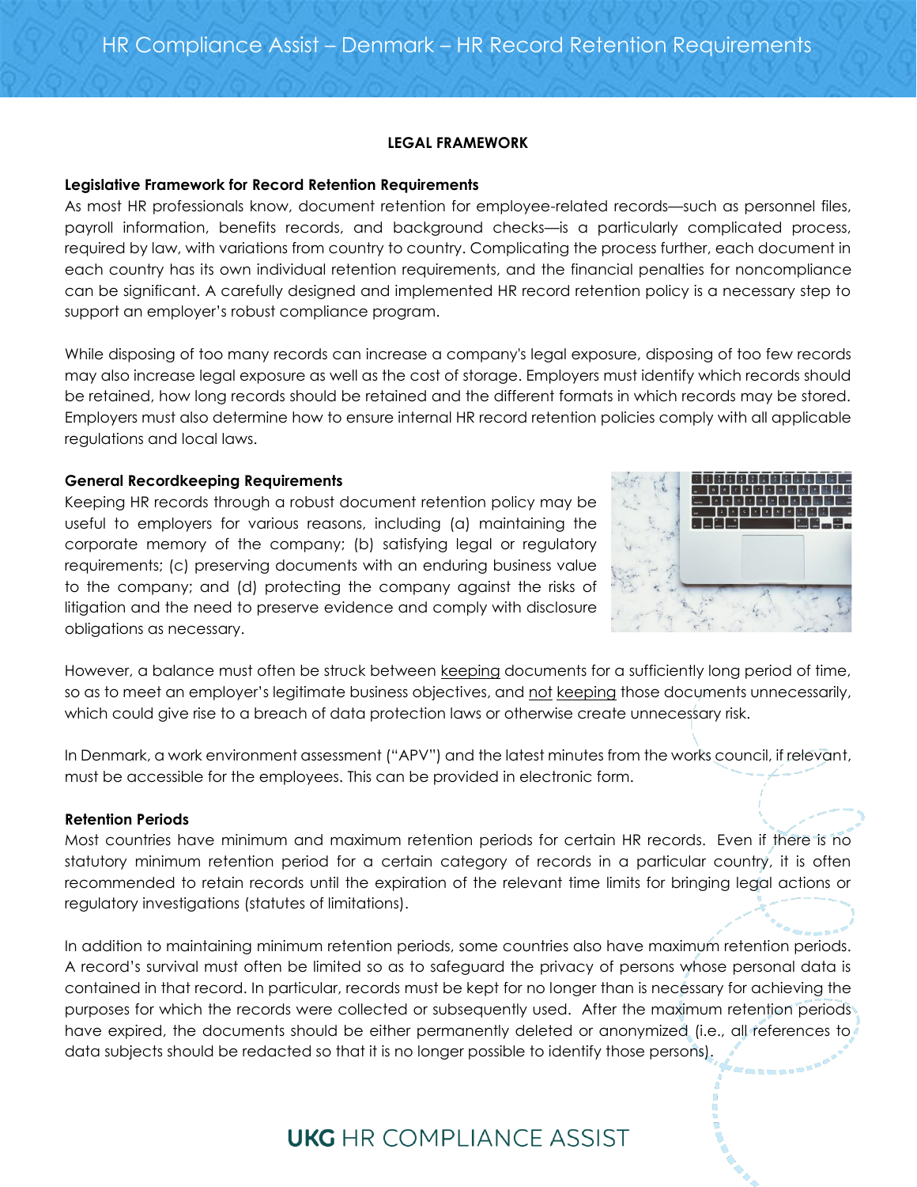## LEGAL FRAMEWORK

### Legislative Framework for Record Retention Requirements

As most HR professionals know, document retention for employee-related records—such as personnel files, payroll information, benefits records, and background checks—is a particularly complicated process, required by law, with variations from country to country. Complicating the process further, each document in each country has its own individual retention requirements, and the financial penalties for noncompliance can be significant. A carefully designed and implemented HR record retention policy is a necessary step to support an employer's robust compliance program.

While disposing of too many records can increase a company's legal exposure, disposing of too few records may also increase legal exposure as well as the cost of storage. Employers must identify which records should be retained, how long records should be retained and the different formats in which records may be stored. Employers must also determine how to ensure internal HR record retention policies comply with all applicable regulations and local laws.

### General Recordkeeping Requirements

Keeping HR records through a robust document retention policy may be useful to employers for various reasons, including (a) maintaining the corporate memory of the company; (b) satisfying legal or regulatory requirements; (c) preserving documents with an enduring business value to the company; and (d) protecting the company against the risks of litigation and the need to preserve evidence and comply with disclosure obligations as necessary.

However, a balance must often be struck between keeping documents for a sufficiently long period of time, so as to meet an employer's legitimate business objectives, and not keeping those documents unnecessarily, which could give rise to a breach of data protection laws or otherwise create unnecessary risk.

In Denmark, a work environment assessment ("APV") and the latest minutes from the works council, if relevant, must be accessible for the employees. This can be provided in electronic form.

### Retention Periods

Most countries have minimum and maximum retention periods for certain HR records. Even if there is no statutory minimum retention period for a certain category of records in a particular country, it is often recommended to retain records until the expiration of the relevant time limits for bringing legal actions or regulatory investigations (statutes of limitations).

In addition to maintaining minimum retention periods, some countries also have maximum retention periods. A record's survival must often be limited so as to safeguard the privacy of persons whose personal data is contained in that record. In particular, records must be kept for no longer than is necessary for achieving the purposes for which the records were collected or subsequently used. After the maximum retention periods have expired, the documents should be either permanently deleted or anonymized (i.e., all references to data subjects should be redacted so that it is no longer possible to identify those persons).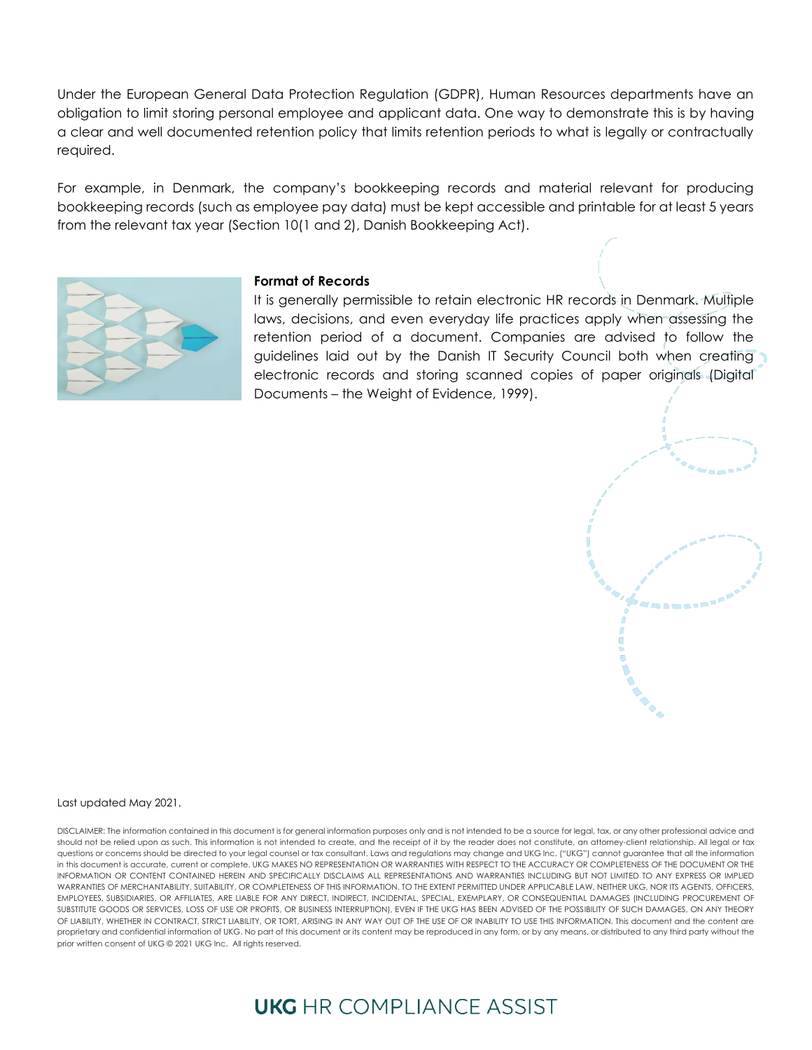Under the European General Data Protection Regulation (GDPR), Human Resources departments have an obligation to limit storing personal employee and applicant data. One way to demonstrate this is by having a clear and well documented retention policy that limits retention periods to what is legally or contractually required.

For example, in Denmark, the company's bookkeeping records and material relevant for producing bookkeeping records (such as employee pay data) must be kept accessible and printable for at least 5 years from the relevant tax year (Section 10(1 and 2), Danish Bookkeeping Act).

**Format of Records**

It is generally permissible to retain electronic HR records in Denmark. Multiple laws, decisions, and even everyday life practices apply when assessing the retention period of a document. Companies are advised to follow the guidelines laid out by the Danish IT Security Council both when creating electronic records and storing scanned copies of paper originals (Digital Documents – the Weight of Evidence, 1999).

Last updated May 2021.

DISCLAIMER: The information contained in this document is for general information purposes only and is not intended to be a source for legal, tax, or any other professional advice and should not be relied upon as such. This information is not intended to create, and the receipt of it by the reader does not constitute, an attorney-client relationship. All legal or tax questions or concerns should be directed to your legal counsel or tax consultant. Laws and regulations may change and UKG Inc. ("UKG") cannot guarantee that all the information in this document is accurate, current or complete. UKG MAKES NO REPRESENTATION OR WARRANTIES WITH RESPECT TO THE ACCURACY OR COMPLETENESS OF THE DOCUMENT OR THE INFORMATION OR CONTENT CONTAINED HEREIN AND SPECIFICALLY DISCLAIMS ALL REPRESENTATIONS AND WARRANTIES INCLUDING BUT NOT LIMITED TO ANY EXPRESS OR IMPLIED WARRANTIES OF MERCHANTABILITY, SUITABILITY, OR COMPLETENESS OF THIS INFORMATION. TO THE EXTENT PERMITTED UNDER APPLICABLE LAW, NEITHER UKG, NOR ITS AGENTS, OFFICERS, EMPLOYEES, SUBSIDIARIES, OR AFFILIATES, ARE LIABLE FOR ANY DIRECT, INDIRECT, INCIDENTAL, SPECIAL, EXEMPLARY, OR CONSEQUENTIAL DAMAGES (INCLUDING PROCUREMENT OF SUBSTITUTE GOODS OR SERVICES, LOSS OF USE OR PROFITS, OR BUSINESS INTERRUPTION), EVEN IF THE UKG HAS BEEN ADVISED OF THE POSSIBILITY OF SUCH DAMAGES, ON ANY THEORY OF LIABILITY, WHETHER IN CONTRACT, STRICT LIABILITY, OR TORT, ARISING IN ANY WAY OUT OF THE USE OF OR INABILITY TO USE THIS INFORMATION. This document and the content are proprietary and confidential information of UKG. No part of this document or its content may be reproduced in any form, or by any means, or distributed to any third party without the prior written consent of UKG © 2021 UKG Inc. All rights reserved.

**UKG** HR COMPLIANCE ASSIST